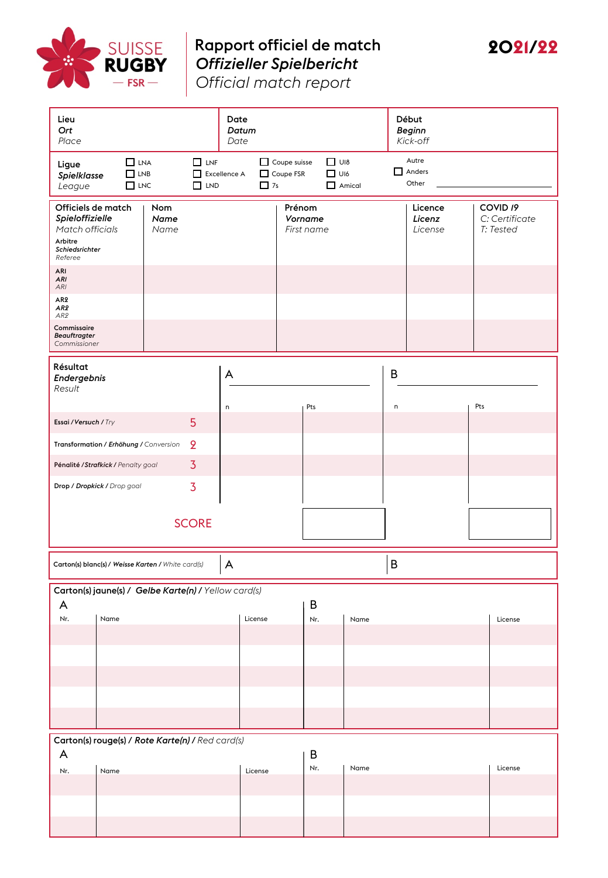SUISSE RUGBY — FSR

# Rapport officiel de match
## *Offizieller Spielbericht*
## *Official match report*

**2021/22**

| Lieu *Ort* *Place* | Date *Datum* *Date* | Début *Beginn* *Kick-off* |
|---|---|---|
| | | |

**Ligue** / ***Spielklasse*** / *League*

- ☐ LNA
- ☐ LNB
- ☐ LNC
- ☐ LNF
- ☐ Excellence A
- ☐ LND
- ☐ Coupe suisse
- ☐ Coupe FSR
- ☐ 7s
- ☐ U18
- ☐ U16
- ☐ Amical
- ☐ Autre / Anders / Other ____________________

| Officiels de match *Spieloffizielle* *Match officials* | Nom *Name* *Name* | Prénom *Vorname* *First name* | Licence *Licenz* *License* | COVID 19 *C: Certificate* *T: Tested* |
|---|---|---|---|---|
| Arbitre *Schiedsrichter* *Referee* | | | | |
| AR1 *AR1* *AR1* | | | | |
| AR2 *AR2* *AR2* | | | | |
| Commissaire *Beauftragter* *Commissioner* | | | | |

| Résultat *Endergebnis* *Result* | | A ______ n | Pts | B ______ n | Pts |
|---|---|---|---|---|---|
| Essai / *Versuch* / *Try* | 5 | | | | |
| Transformation / *Erhöhung* / *Conversion* | 2 | | | | |
| Pénalité / *Strafkick* / *Penalty goal* | 3 | | | | |
| Drop / *Dropkick* / *Drop goal* | 3 | | | | |
| SCORE | | | | | |

| Carton(s) blanc(s) / *Weisse Karten* / *White card(s)* | A | B |
|---|---|---|
| | | |

**Carton(s) jaune(s) / *Gelbe Karte(n)* / *Yellow card(s)***

| A Nr. | Name | License | B Nr. | Name | License |
|---|---|---|---|---|---|
| | | | | | |
| | | | | | |
| | | | | | |
| | | | | | |
| | | | | | |

**Carton(s) rouge(s) / *Rote Karte(n)* / *Red card(s)***

| A Nr. | Name | License | B Nr. | Name | License |
|---|---|---|---|---|---|
| | | | | | |
| | | | | | |
| | | | | | |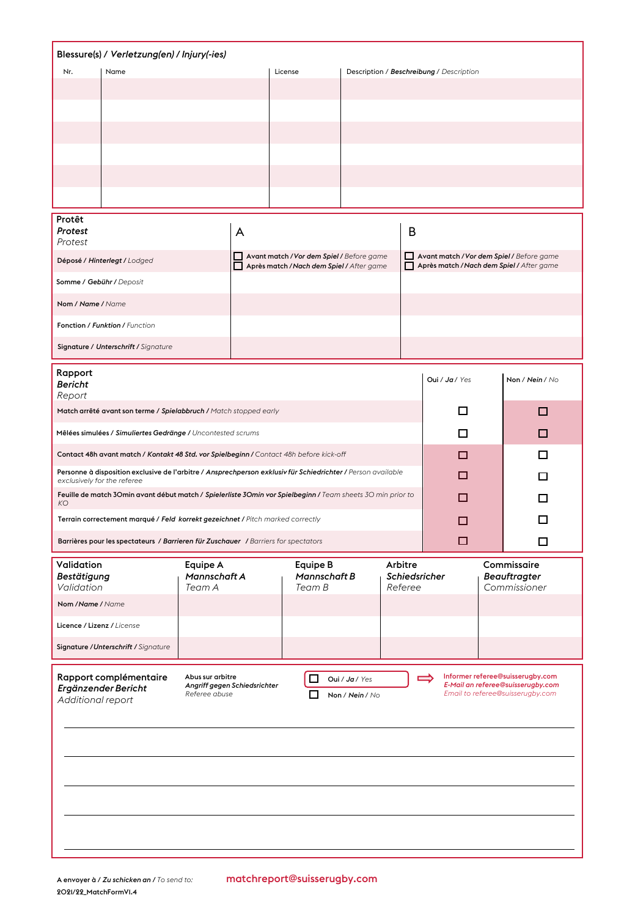## Blessure(s) / *Verletzung(en)* / Injury(-ies)

| Nr. | Name | License | Description / ***Beschreibung*** / *Description* |
|---|---|---|---|
| | | | |
| | | | |
| | | | |
| | | | |
| | | | |
| | | | |

## Protêt / ***Protest*** / *Protest*

| | A | B |
|---|---|---|
| Déposé / ***Hinterlegt*** / *Lodged* | ☐ Avant match / ***Vor dem Spiel*** / *Before game* ☐ Après match / ***Nach dem Spiel*** / *After game* | ☐ Avant match / ***Vor dem Spiel*** / *Before game* ☐ Après match / ***Nach dem Spiel*** / *After game* |
| Somme / ***Gebühr*** / *Deposit* | | |
| Nom / ***Name*** / *Name* | | |
| Fonction / ***Funktion*** / *Function* | | |
| Signature / ***Unterschrift*** / *Signature* | | |

## Rapport / ***Bericht*** / *Report*

| | Oui / ***Ja*** / *Yes* | Non / ***Nein*** / *No* |
|---|---|---|
| Match arrêté avant son terme / ***Spielabbruch*** / *Match stopped early* | ☐ | ☐ |
| Mêlées simulées / ***Simuliertes Gedränge*** / *Uncontested scrums* | ☐ | ☐ |
| Contact 48h avant match / ***Kontakt 48 Std. vor Spielbeginn*** / *Contact 48h before kick-off* | ☐ | ☐ |
| Personne à disposition exclusive de l'arbitre / ***Ansprechperson exklusiv für Schiedrichter*** / *Person available exclusively for the referee* | ☐ | ☐ |
| Feuille de match 30min avant début match / ***Spielerliste 30min vor Spielbeginn*** / *Team sheets 30 min prior to KO* | ☐ | ☐ |
| Terrain correctement marqué / ***Feld korrekt gezeichnet*** / *Pitch marked correctly* | ☐ | ☐ |
| Barrières pour les spectateurs / ***Barrieren für Zuschauer*** / *Barriers for spectators* | ☐ | ☐ |

## Validation / ***Bestätigung*** / *Validation*

| | Equipe A / ***Mannschaft A*** / *Team A* | Equipe B / ***Mannschaft B*** / *Team B* | Arbitre / ***Schiedsricher*** / *Referee* | Commissaire / ***Beauftragter*** / *Commissioner* |
|---|---|---|---|---|
| Nom / ***Name*** / *Name* | | | | |
| Licence / ***Lizenz*** / *License* | | | | |
| Signature / ***Unterschrift*** / *Signature* | | | | |

## Rapport complémentaire / ***Ergänzender Bericht*** / *Additional report*

Abus sur arbitre / ***Angriff gegen Schiedsrichter*** / *Referee abuse*

☐ Oui / ***Ja*** / *Yes* ⇨ Informer referee@suisserugby.com / ***E-Mail an referee@suisserugby.com*** / *Email to referee@suisserugby.com*

☐ Non / ***Nein*** / *No*

_______________________________________________

_______________________________________________

_______________________________________________

_______________________________________________

_______________________________________________

A envoyer à / ***Zu schicken an*** / *To send to:* **matchreport@suisserugby.com**

2021/22_MatchFormV1.4